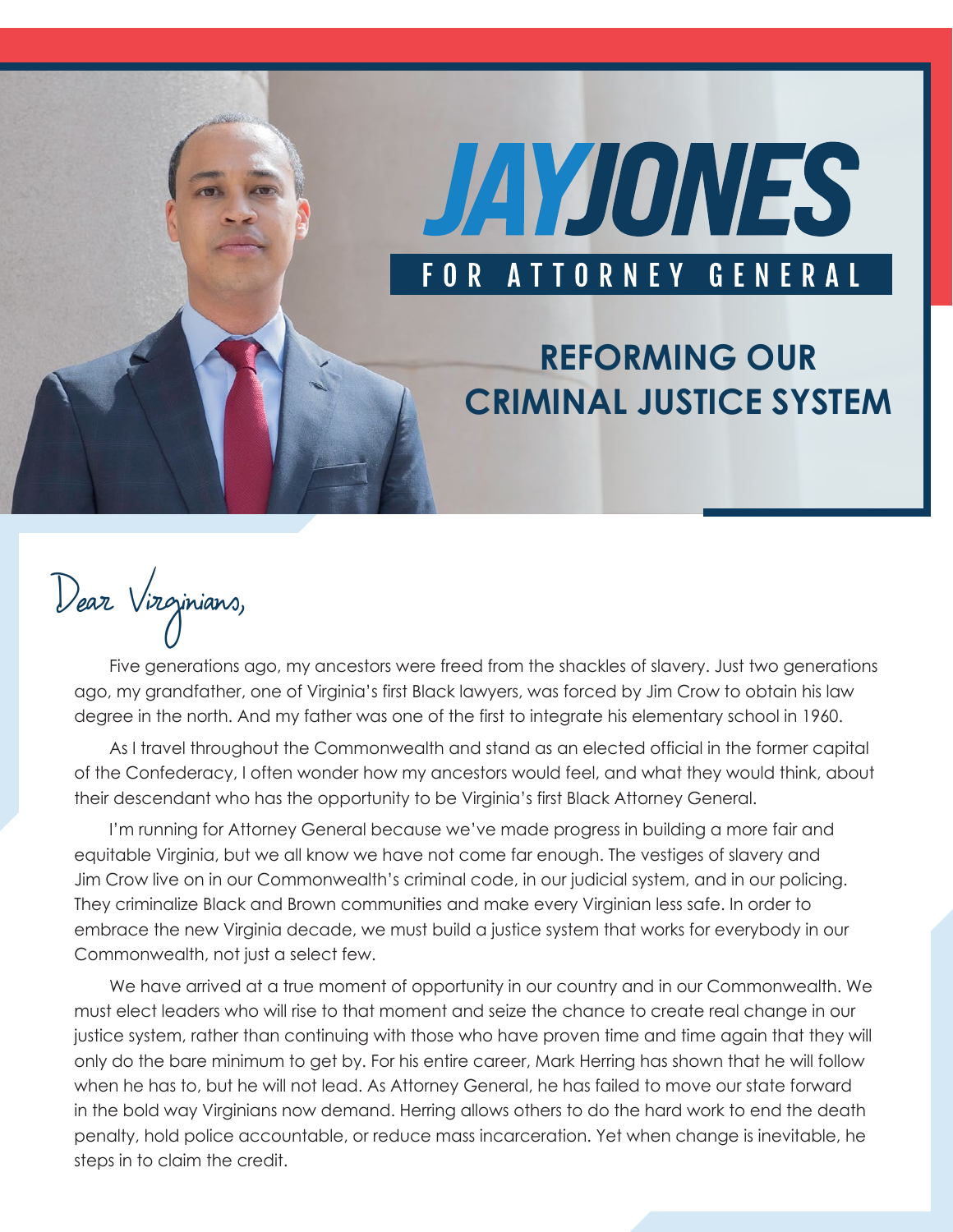# JAY JONES

## FOR ATTORNEY GENERAL

## REFORMING OUR CRIMINAL JUSTICE SYSTEM

Dear Virginians,

Five generations ago, my ancestors were freed from the shackles of slavery. Just two generations ago, my grandfather, one of Virginia's first Black lawyers, was forced by Jim Crow to obtain his law degree in the north. And my father was one of the first to integrate his elementary school in 1960.

As I travel throughout the Commonwealth and stand as an elected official in the former capital of the Confederacy, I often wonder how my ancestors would feel, and what they would think, about their descendant who has the opportunity to be Virginia's first Black Attorney General.

I'm running for Attorney General because we've made progress in building a more fair and equitable Virginia, but we all know we have not come far enough. The vestiges of slavery and Jim Crow live on in our Commonwealth's criminal code, in our judicial system, and in our policing. They criminalize Black and Brown communities and make every Virginian less safe. In order to embrace the new Virginia decade, we must build a justice system that works for everybody in our Commonwealth, not just a select few.

We have arrived at a true moment of opportunity in our country and in our Commonwealth. We must elect leaders who will rise to that moment and seize the chance to create real change in our justice system, rather than continuing with those who have proven time and time again that they will only do the bare minimum to get by. For his entire career, Mark Herring has shown that he will follow when he has to, but he will not lead. As Attorney General, he has failed to move our state forward in the bold way Virginians now demand. Herring allows others to do the hard work to end the death penalty, hold police accountable, or reduce mass incarceration. Yet when change is inevitable, he steps in to claim the credit.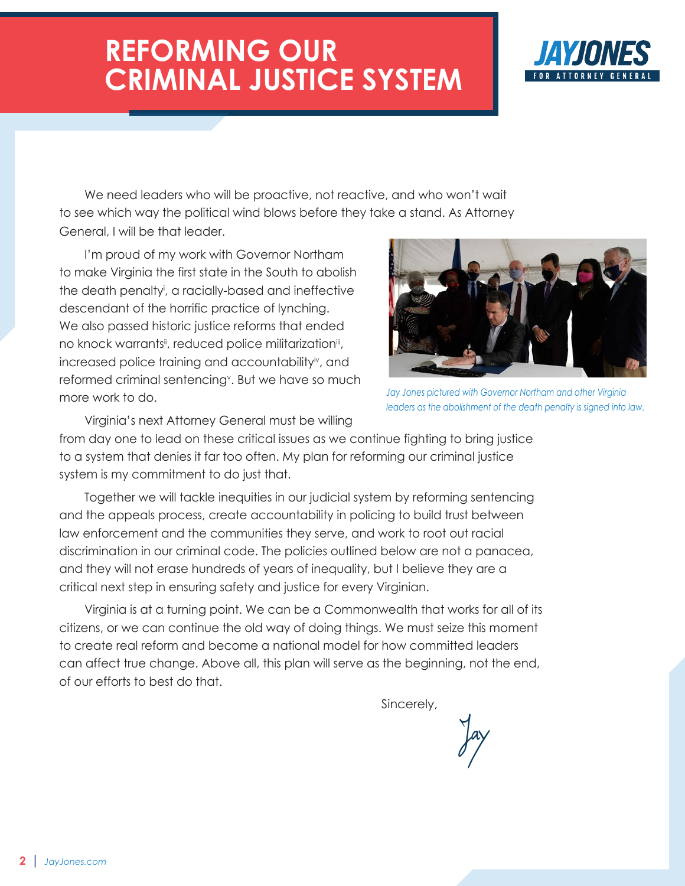# REFORMING OUR CRIMINAL JUSTICE SYSTEM

JAYJONES FOR ATTORNEY GENERAL

We need leaders who will be proactive, not reactive, and who won't wait to see which way the political wind blows before they take a stand. As Attorney General, I will be that leader.

I'm proud of my work with Governor Northam to make Virginia the first state in the South to abolish the death penalty[i], a racially-based and ineffective descendant of the horrific practice of lynching. We also passed historic justice reforms that ended no knock warrants[ii], reduced police militarization[iii], increased police training and accountability[iv], and reformed criminal sentencing[v]. But we have so much more work to do.

*Jay Jones pictured with Governor Northam and other Virginia leaders as the abolishment of the death penalty is signed into law.*

Virginia's next Attorney General must be willing from day one to lead on these critical issues as we continue fighting to bring justice to a system that denies it far too often. My plan for reforming our criminal justice system is my commitment to do just that.

Together we will tackle inequities in our judicial system by reforming sentencing and the appeals process, create accountability in policing to build trust between law enforcement and the communities they serve, and work to root out racial discrimination in our criminal code. The policies outlined below are not a panacea, and they will not erase hundreds of years of inequality, but I believe they are a critical next step in ensuring safety and justice for every Virginian.

Virginia is at a turning point. We can be a Commonwealth that works for all of its citizens, or we can continue the old way of doing things. We must seize this moment to create real reform and become a national model for how committed leaders can affect true change. Above all, this plan will serve as the beginning, not the end, of our efforts to best do that.

Sincerely,

Jay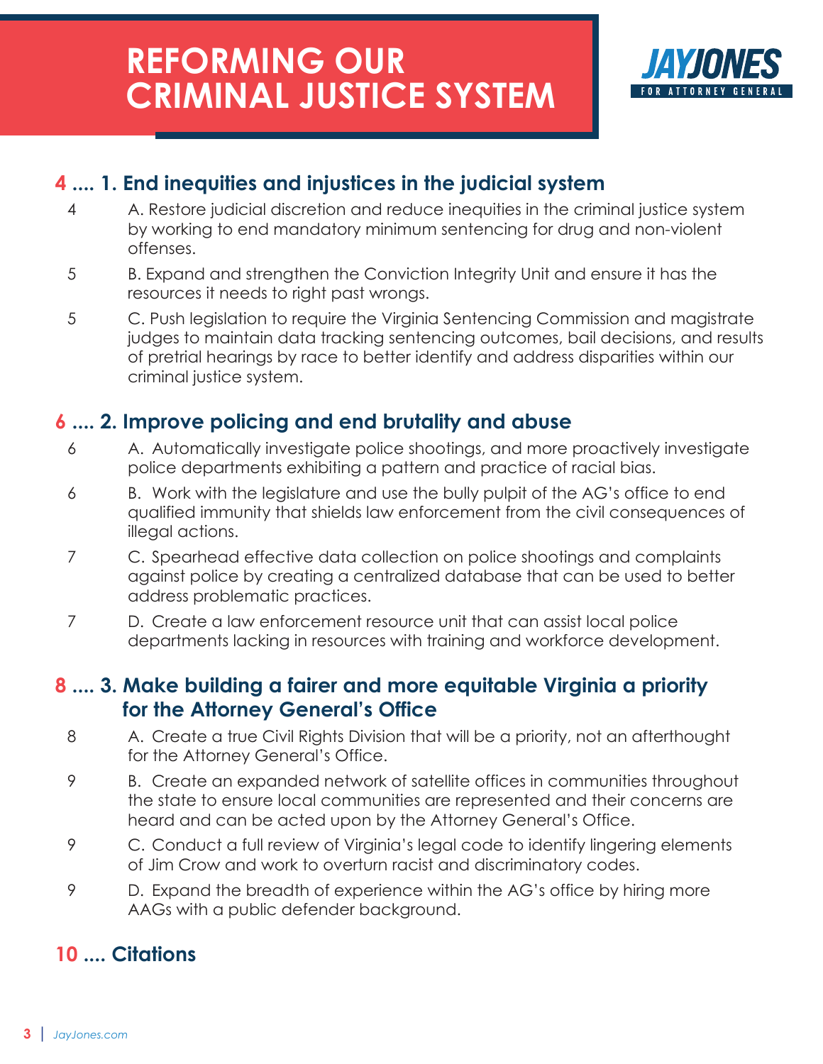# REFORMING OUR CRIMINAL JUSTICE SYSTEM

JAYJONES FOR ATTORNEY GENERAL

## 4 .... 1. End inequities and injustices in the judicial system

4 A. Restore judicial discretion and reduce inequities in the criminal justice system by working to end mandatory minimum sentencing for drug and non-violent offenses.

5 B. Expand and strengthen the Conviction Integrity Unit and ensure it has the resources it needs to right past wrongs.

5 C. Push legislation to require the Virginia Sentencing Commission and magistrate judges to maintain data tracking sentencing outcomes, bail decisions, and results of pretrial hearings by race to better identify and address disparities within our criminal justice system.

## 6 .... 2. Improve policing and end brutality and abuse

6 A. Automatically investigate police shootings, and more proactively investigate police departments exhibiting a pattern and practice of racial bias.

6 B. Work with the legislature and use the bully pulpit of the AG's office to end qualified immunity that shields law enforcement from the civil consequences of illegal actions.

7 C. Spearhead effective data collection on police shootings and complaints against police by creating a centralized database that can be used to better address problematic practices.

7 D. Create a law enforcement resource unit that can assist local police departments lacking in resources with training and workforce development.

## 8 .... 3. Make building a fairer and more equitable Virginia a priority for the Attorney General's Office

8 A. Create a true Civil Rights Division that will be a priority, not an afterthought for the Attorney General's Office.

9 B. Create an expanded network of satellite offices in communities throughout the state to ensure local communities are represented and their concerns are heard and can be acted upon by the Attorney General's Office.

9 C. Conduct a full review of Virginia's legal code to identify lingering elements of Jim Crow and work to overturn racist and discriminatory codes.

9 D. Expand the breadth of experience within the AG's office by hiring more AAGs with a public defender background.

## 10 .... Citations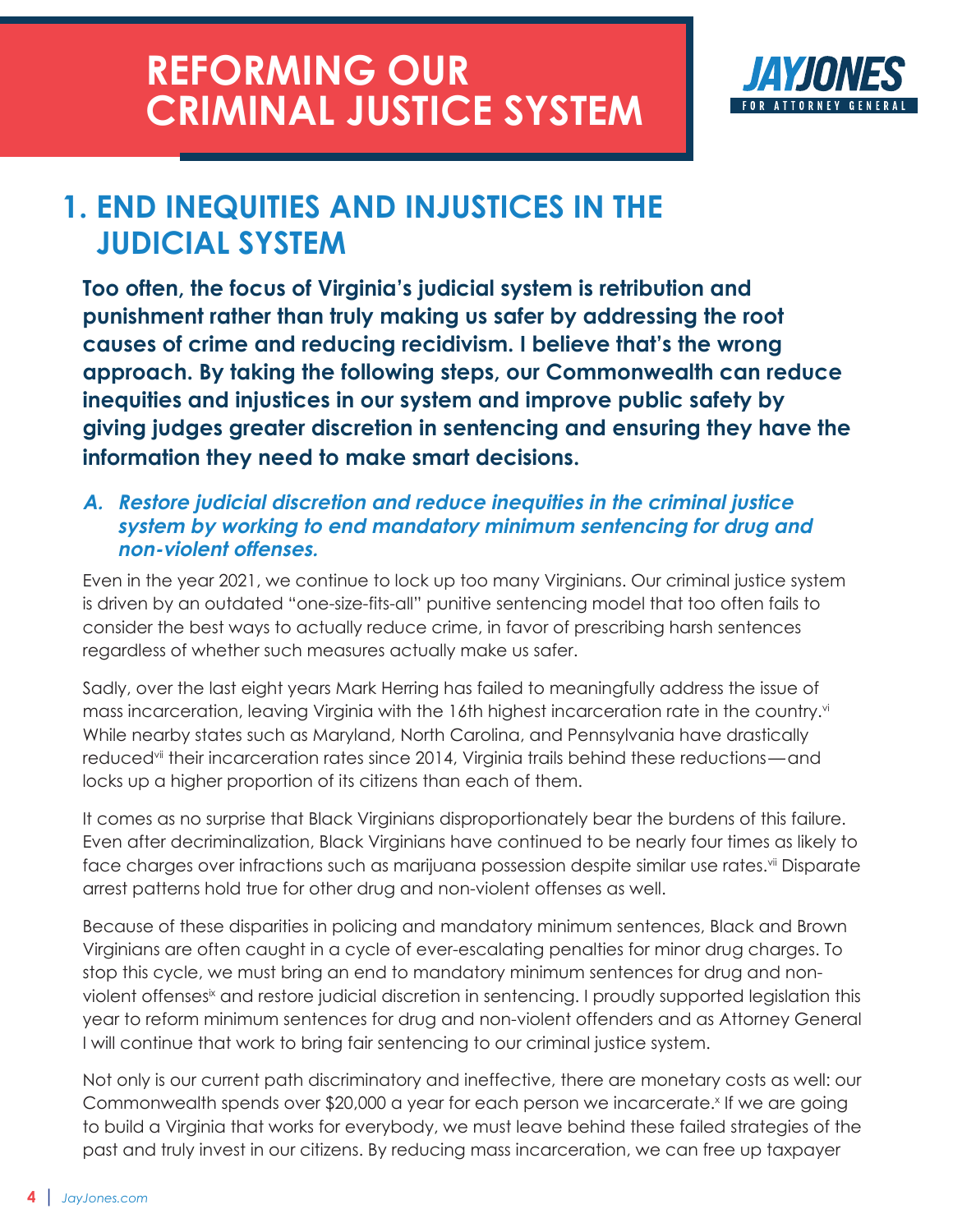# REFORMING OUR CRIMINAL JUSTICE SYSTEM

JAYJONES FOR ATTORNEY GENERAL

## 1. END INEQUITIES AND INJUSTICES IN THE JUDICIAL SYSTEM

**Too often, the focus of Virginia's judicial system is retribution and punishment rather than truly making us safer by addressing the root causes of crime and reducing recidivism. I believe that's the wrong approach. By taking the following steps, our Commonwealth can reduce inequities and injustices in our system and improve public safety by giving judges greater discretion in sentencing and ensuring they have the information they need to make smart decisions.**

### *A. Restore judicial discretion and reduce inequities in the criminal justice system by working to end mandatory minimum sentencing for drug and non-violent offenses.*

Even in the year 2021, we continue to lock up too many Virginians. Our criminal justice system is driven by an outdated "one-size-fits-all" punitive sentencing model that too often fails to consider the best ways to actually reduce crime, in favor of prescribing harsh sentences regardless of whether such measures actually make us safer.

Sadly, over the last eight years Mark Herring has failed to meaningfully address the issue of mass incarceration, leaving Virginia with the 16th highest incarceration rate in the country.[vi] While nearby states such as Maryland, North Carolina, and Pennsylvania have drastically reduced[vii] their incarceration rates since 2014, Virginia trails behind these reductions—and locks up a higher proportion of its citizens than each of them.

It comes as no surprise that Black Virginians disproportionately bear the burdens of this failure. Even after decriminalization, Black Virginians have continued to be nearly four times as likely to face charges over infractions such as marijuana possession despite similar use rates.[viii] Disparate arrest patterns hold true for other drug and non-violent offenses as well.

Because of these disparities in policing and mandatory minimum sentences, Black and Brown Virginians are often caught in a cycle of ever-escalating penalties for minor drug charges. To stop this cycle, we must bring an end to mandatory minimum sentences for drug and non-violent offenses[ix] and restore judicial discretion in sentencing. I proudly supported legislation this year to reform minimum sentences for drug and non-violent offenders and as Attorney General I will continue that work to bring fair sentencing to our criminal justice system.

Not only is our current path discriminatory and ineffective, there are monetary costs as well: our Commonwealth spends over $20,000 a year for each person we incarcerate.[x] If we are going to build a Virginia that works for everybody, we must leave behind these failed strategies of the past and truly invest in our citizens. By reducing mass incarceration, we can free up taxpayer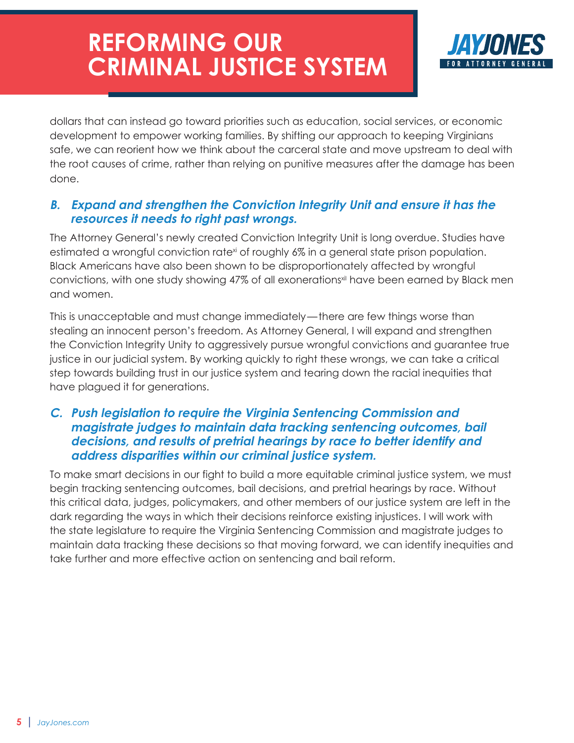dollars that can instead go toward priorities such as education, social services, or economic development to empower working families. By shifting our approach to keeping Virginians safe, we can reorient how we think about the carceral state and move upstream to deal with the root causes of crime, rather than relying on punitive measures after the damage has been done.

### *B. Expand and strengthen the Conviction Integrity Unit and ensure it has the resources it needs to right past wrongs.*

The Attorney General's newly created Conviction Integrity Unit is long overdue. Studies have estimated a wrongful conviction rate[xi] of roughly 6% in a general state prison population. Black Americans have also been shown to be disproportionately affected by wrongful convictions, with one study showing 47% of all exonerations[xii] have been earned by Black men and women.

This is unacceptable and must change immediately—there are few things worse than stealing an innocent person's freedom. As Attorney General, I will expand and strengthen the Conviction Integrity Unity to aggressively pursue wrongful convictions and guarantee true justice in our judicial system. By working quickly to right these wrongs, we can take a critical step towards building trust in our justice system and tearing down the racial inequities that have plagued it for generations.

### *C. Push legislation to require the Virginia Sentencing Commission and magistrate judges to maintain data tracking sentencing outcomes, bail decisions, and results of pretrial hearings by race to better identify and address disparities within our criminal justice system.*

To make smart decisions in our fight to build a more equitable criminal justice system, we must begin tracking sentencing outcomes, bail decisions, and pretrial hearings by race. Without this critical data, judges, policymakers, and other members of our justice system are left in the dark regarding the ways in which their decisions reinforce existing injustices. I will work with the state legislature to require the Virginia Sentencing Commission and magistrate judges to maintain data tracking these decisions so that moving forward, we can identify inequities and take further and more effective action on sentencing and bail reform.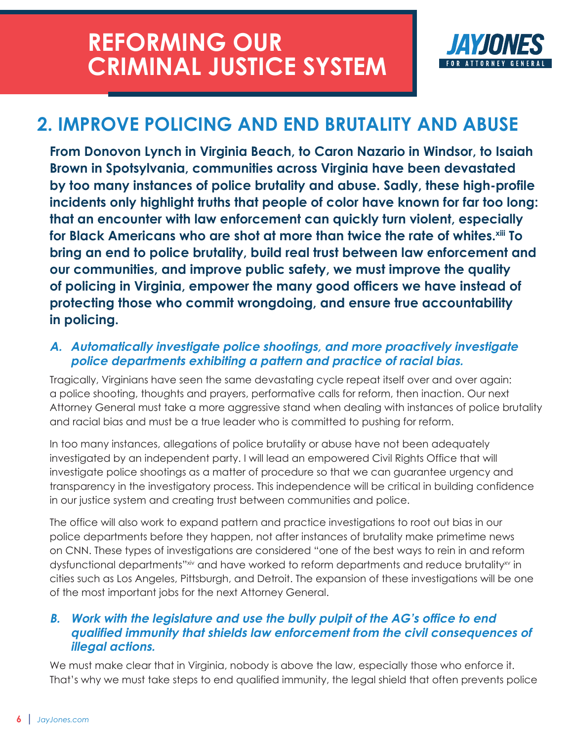# REFORMING OUR CRIMINAL JUSTICE SYSTEM

## 2. IMPROVE POLICING AND END BRUTALITY AND ABUSE

**From Donovon Lynch in Virginia Beach, to Caron Nazario in Windsor, to Isaiah Brown in Spotsylvania, communities across Virginia have been devastated by too many instances of police brutality and abuse. Sadly, these high-profile incidents only highlight truths that people of color have known for far too long: that an encounter with law enforcement can quickly turn violent, especially for Black Americans who are shot at more than twice the rate of whites.[xiii] To bring an end to police brutality, build real trust between law enforcement and our communities, and improve public safety, we must improve the quality of policing in Virginia, empower the many good officers we have instead of protecting those who commit wrongdoing, and ensure true accountability in policing.**

### *A. Automatically investigate police shootings, and more proactively investigate police departments exhibiting a pattern and practice of racial bias.*

Tragically, Virginians have seen the same devastating cycle repeat itself over and over again: a police shooting, thoughts and prayers, performative calls for reform, then inaction. Our next Attorney General must take a more aggressive stand when dealing with instances of police brutality and racial bias and must be a true leader who is committed to pushing for reform.

In too many instances, allegations of police brutality or abuse have not been adequately investigated by an independent party. I will lead an empowered Civil Rights Office that will investigate police shootings as a matter of procedure so that we can guarantee urgency and transparency in the investigatory process. This independence will be critical in building confidence in our justice system and creating trust between communities and police.

The office will also work to expand pattern and practice investigations to root out bias in our police departments before they happen, not after instances of brutality make primetime news on CNN. These types of investigations are considered "one of the best ways to rein in and reform dysfunctional departments"[xiv] and have worked to reform departments and reduce brutality[xv] in cities such as Los Angeles, Pittsburgh, and Detroit. The expansion of these investigations will be one of the most important jobs for the next Attorney General.

### *B. Work with the legislature and use the bully pulpit of the AG's office to end qualified immunity that shields law enforcement from the civil consequences of illegal actions.*

We must make clear that in Virginia, nobody is above the law, especially those who enforce it. That's why we must take steps to end qualified immunity, the legal shield that often prevents police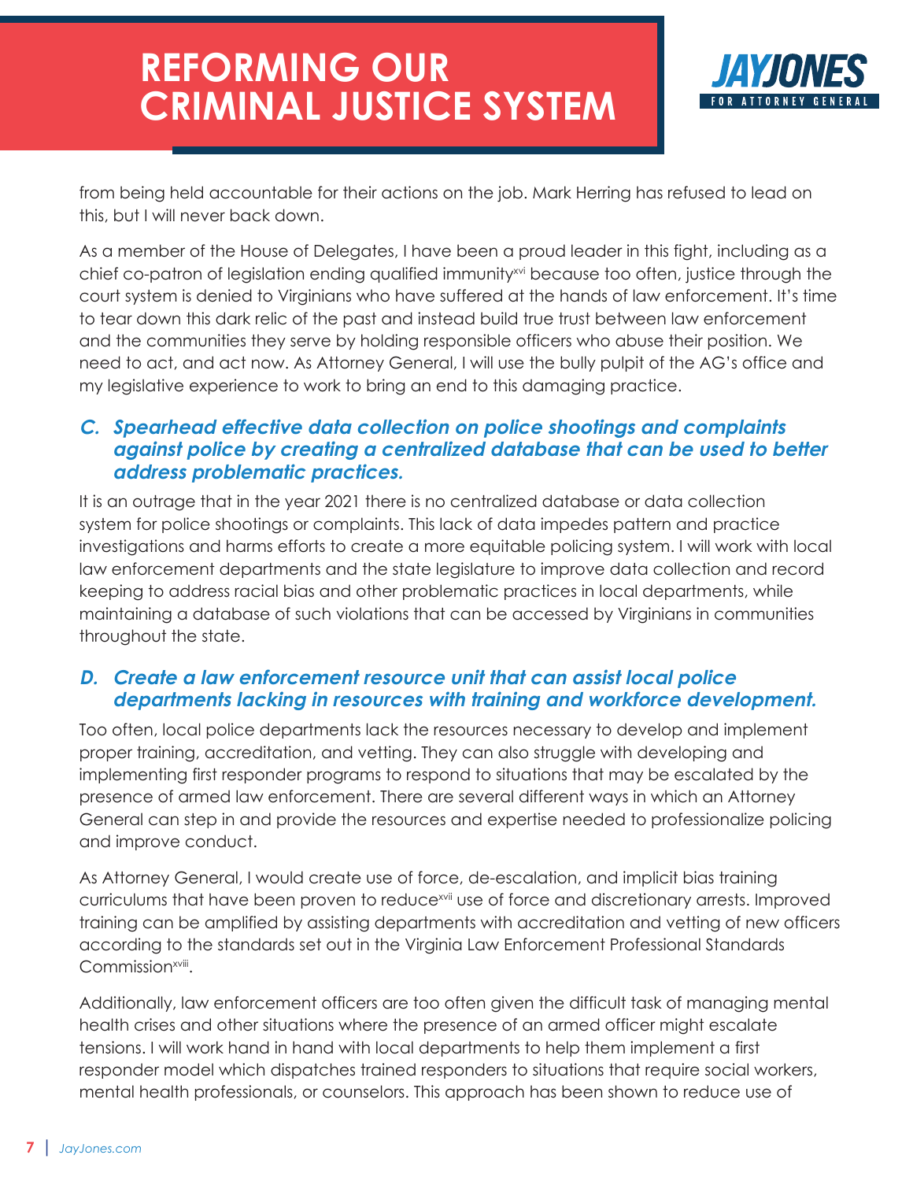from being held accountable for their actions on the job. Mark Herring has refused to lead on this, but I will never back down.

As a member of the House of Delegates, I have been a proud leader in this fight, including as a chief co-patron of legislation ending qualified immunity[xvi] because too often, justice through the court system is denied to Virginians who have suffered at the hands of law enforcement. It's time to tear down this dark relic of the past and instead build true trust between law enforcement and the communities they serve by holding responsible officers who abuse their position. We need to act, and act now. As Attorney General, I will use the bully pulpit of the AG's office and my legislative experience to work to bring an end to this damaging practice.

### *C. Spearhead effective data collection on police shootings and complaints against police by creating a centralized database that can be used to better address problematic practices.*

It is an outrage that in the year 2021 there is no centralized database or data collection system for police shootings or complaints. This lack of data impedes pattern and practice investigations and harms efforts to create a more equitable policing system. I will work with local law enforcement departments and the state legislature to improve data collection and record keeping to address racial bias and other problematic practices in local departments, while maintaining a database of such violations that can be accessed by Virginians in communities throughout the state.

### *D. Create a law enforcement resource unit that can assist local police departments lacking in resources with training and workforce development.*

Too often, local police departments lack the resources necessary to develop and implement proper training, accreditation, and vetting. They can also struggle with developing and implementing first responder programs to respond to situations that may be escalated by the presence of armed law enforcement. There are several different ways in which an Attorney General can step in and provide the resources and expertise needed to professionalize policing and improve conduct.

As Attorney General, I would create use of force, de-escalation, and implicit bias training curriculums that have been proven to reduce[xvii] use of force and discretionary arrests. Improved training can be amplified by assisting departments with accreditation and vetting of new officers according to the standards set out in the Virginia Law Enforcement Professional Standards Commission[xviii].

Additionally, law enforcement officers are too often given the difficult task of managing mental health crises and other situations where the presence of an armed officer might escalate tensions. I will work hand in hand with local departments to help them implement a first responder model which dispatches trained responders to situations that require social workers, mental health professionals, or counselors. This approach has been shown to reduce use of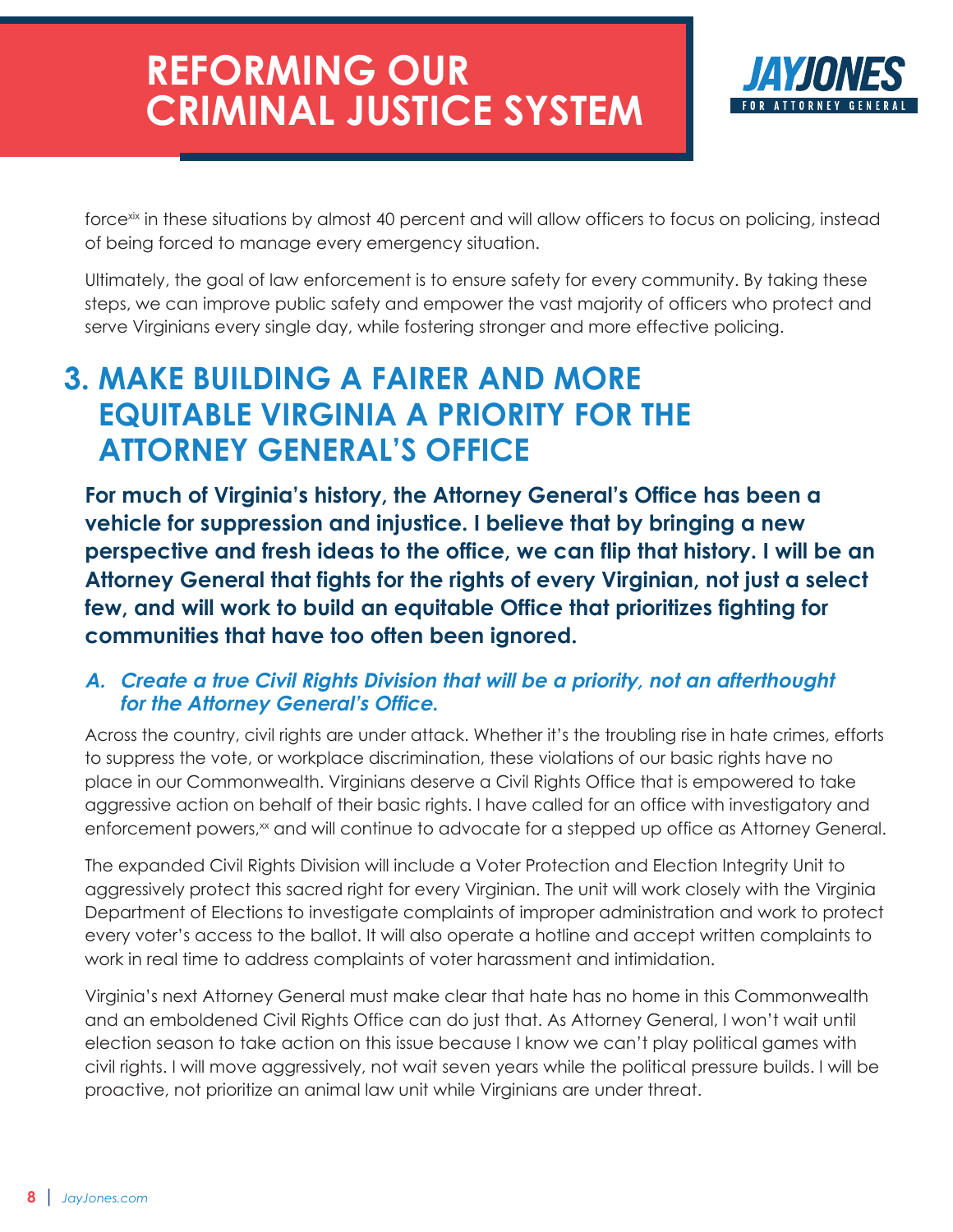force[xix] in these situations by almost 40 percent and will allow officers to focus on policing, instead of being forced to manage every emergency situation.

Ultimately, the goal of law enforcement is to ensure safety for every community. By taking these steps, we can improve public safety and empower the vast majority of officers who protect and serve Virginians every single day, while fostering stronger and more effective policing.

## 3. MAKE BUILDING A FAIRER AND MORE EQUITABLE VIRGINIA A PRIORITY FOR THE ATTORNEY GENERAL'S OFFICE

**For much of Virginia's history, the Attorney General's Office has been a vehicle for suppression and injustice. I believe that by bringing a new perspective and fresh ideas to the office, we can flip that history. I will be an Attorney General that fights for the rights of every Virginian, not just a select few, and will work to build an equitable Office that prioritizes fighting for communities that have too often been ignored.**

### *A. Create a true Civil Rights Division that will be a priority, not an afterthought for the Attorney General's Office.*

Across the country, civil rights are under attack. Whether it's the troubling rise in hate crimes, efforts to suppress the vote, or workplace discrimination, these violations of our basic rights have no place in our Commonwealth. Virginians deserve a Civil Rights Office that is empowered to take aggressive action on behalf of their basic rights. I have called for an office with investigatory and enforcement powers,[xx] and will continue to advocate for a stepped up office as Attorney General.

The expanded Civil Rights Division will include a Voter Protection and Election Integrity Unit to aggressively protect this sacred right for every Virginian. The unit will work closely with the Virginia Department of Elections to investigate complaints of improper administration and work to protect every voter's access to the ballot. It will also operate a hotline and accept written complaints to work in real time to address complaints of voter harassment and intimidation.

Virginia's next Attorney General must make clear that hate has no home in this Commonwealth and an emboldened Civil Rights Office can do just that. As Attorney General, I won't wait until election season to take action on this issue because I know we can't play political games with civil rights. I will move aggressively, not wait seven years while the political pressure builds. I will be proactive, not prioritize an animal law unit while Virginians are under threat.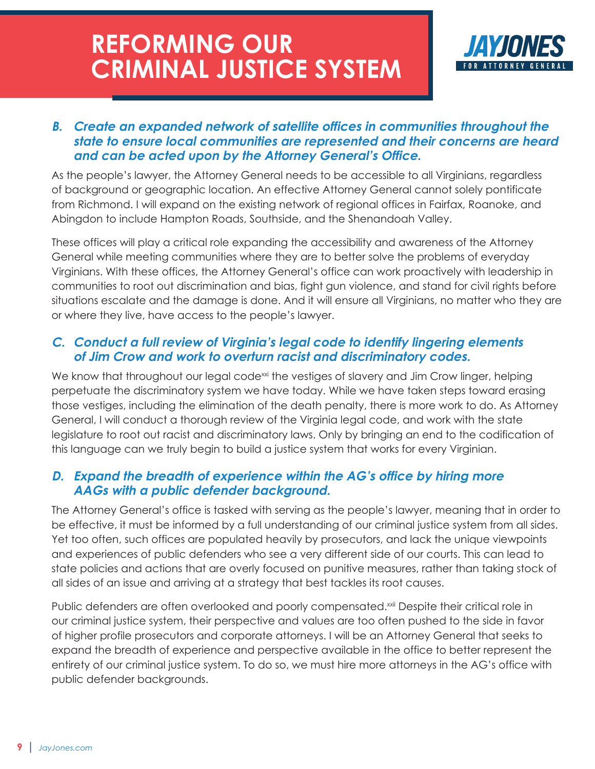# REFORMING OUR CRIMINAL JUSTICE SYSTEM

JAYJONES FOR ATTORNEY GENERAL

### *B. Create an expanded network of satellite offices in communities throughout the state to ensure local communities are represented and their concerns are heard and can be acted upon by the Attorney General's Office.*

As the people's lawyer, the Attorney General needs to be accessible to all Virginians, regardless of background or geographic location. An effective Attorney General cannot solely pontificate from Richmond. I will expand on the existing network of regional offices in Fairfax, Roanoke, and Abingdon to include Hampton Roads, Southside, and the Shenandoah Valley.

These offices will play a critical role expanding the accessibility and awareness of the Attorney General while meeting communities where they are to better solve the problems of everyday Virginians. With these offices, the Attorney General's office can work proactively with leadership in communities to root out discrimination and bias, fight gun violence, and stand for civil rights before situations escalate and the damage is done. And it will ensure all Virginians, no matter who they are or where they live, have access to the people's lawyer.

### *C. Conduct a full review of Virginia's legal code to identify lingering elements of Jim Crow and work to overturn racist and discriminatory codes.*

We know that throughout our legal code[xxi] the vestiges of slavery and Jim Crow linger, helping perpetuate the discriminatory system we have today. While we have taken steps toward erasing those vestiges, including the elimination of the death penalty, there is more work to do. As Attorney General, I will conduct a thorough review of the Virginia legal code, and work with the state legislature to root out racist and discriminatory laws. Only by bringing an end to the codification of this language can we truly begin to build a justice system that works for every Virginian.

### *D. Expand the breadth of experience within the AG's office by hiring more AAGs with a public defender background.*

The Attorney General's office is tasked with serving as the people's lawyer, meaning that in order to be effective, it must be informed by a full understanding of our criminal justice system from all sides. Yet too often, such offices are populated heavily by prosecutors, and lack the unique viewpoints and experiences of public defenders who see a very different side of our courts. This can lead to state policies and actions that are overly focused on punitive measures, rather than taking stock of all sides of an issue and arriving at a strategy that best tackles its root causes.

Public defenders are often overlooked and poorly compensated.[xxii] Despite their critical role in our criminal justice system, their perspective and values are too often pushed to the side in favor of higher profile prosecutors and corporate attorneys. I will be an Attorney General that seeks to expand the breadth of experience and perspective available in the office to better represent the entirety of our criminal justice system. To do so, we must hire more attorneys in the AG's office with public defender backgrounds.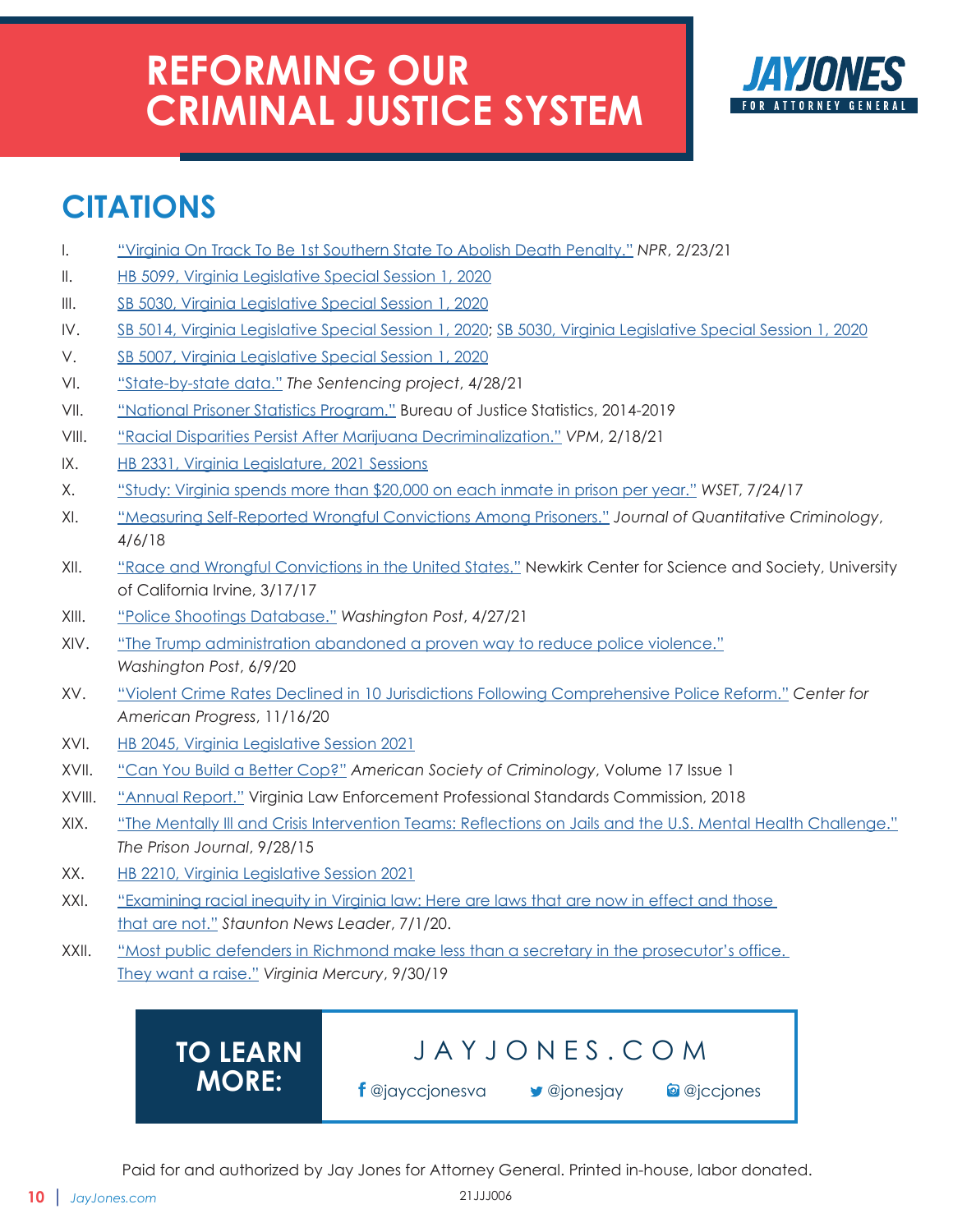# REFORMING OUR CRIMINAL JUSTICE SYSTEM

JAYJONES FOR ATTORNEY GENERAL

## CITATIONS

I. "Virginia On Track To Be 1st Southern State To Abolish Death Penalty." *NPR*, 2/23/21

II. HB 5099, Virginia Legislative Special Session 1, 2020

III. SB 5030, Virginia Legislative Special Session 1, 2020

IV. SB 5014, Virginia Legislative Special Session 1, 2020; SB 5030, Virginia Legislative Special Session 1, 2020

V. SB 5007, Virginia Legislative Special Session 1, 2020

VI. "State-by-state data." *The Sentencing project*, 4/28/21

VII. "National Prisoner Statistics Program." Bureau of Justice Statistics, 2014-2019

VIII. "Racial Disparities Persist After Marijuana Decriminalization." *VPM*, 2/18/21

IX. HB 2331, Virginia Legislature, 2021 Sessions

X. "Study: Virginia spends more than $20,000 on each inmate in prison per year." *WSET*, 7/24/17

XI. "Measuring Self-Reported Wrongful Convictions Among Prisoners." *Journal of Quantitative Criminology*, 4/6/18

XII. "Race and Wrongful Convictions in the United States." Newkirk Center for Science and Society, University of California Irvine, 3/17/17

XIII. "Police Shootings Database." *Washington Post*, 4/27/21

XIV. "The Trump administration abandoned a proven way to reduce police violence." *Washington Post*, 6/9/20

XV. "Violent Crime Rates Declined in 10 Jurisdictions Following Comprehensive Police Reform." *Center for American Progress*, 11/16/20

XVI. HB 2045, Virginia Legislative Session 2021

XVII. "Can You Build a Better Cop?" *American Society of Criminology*, Volume 17 Issue 1

XVIII. "Annual Report." Virginia Law Enforcement Professional Standards Commission, 2018

XIX. "The Mentally Ill and Crisis Intervention Teams: Reflections on Jails and the U.S. Mental Health Challenge." *The Prison Journal*, 9/28/15

XX. HB 2210, Virginia Legislative Session 2021

XXI. "Examining racial inequity in Virginia law: Here are laws that are now in effect and those that are not." *Staunton News Leader*, 7/1/20.

XXII. "Most public defenders in Richmond make less than a secretary in the prosecutor's office. They want a raise." *Virginia Mercury*, 9/30/19

**TO LEARN MORE:** JAYJONES.COM

@jayccjonesva @jonesjay @jccjones

Paid for and authorized by Jay Jones for Attorney General. Printed in-house, labor donated.

21JJJ006